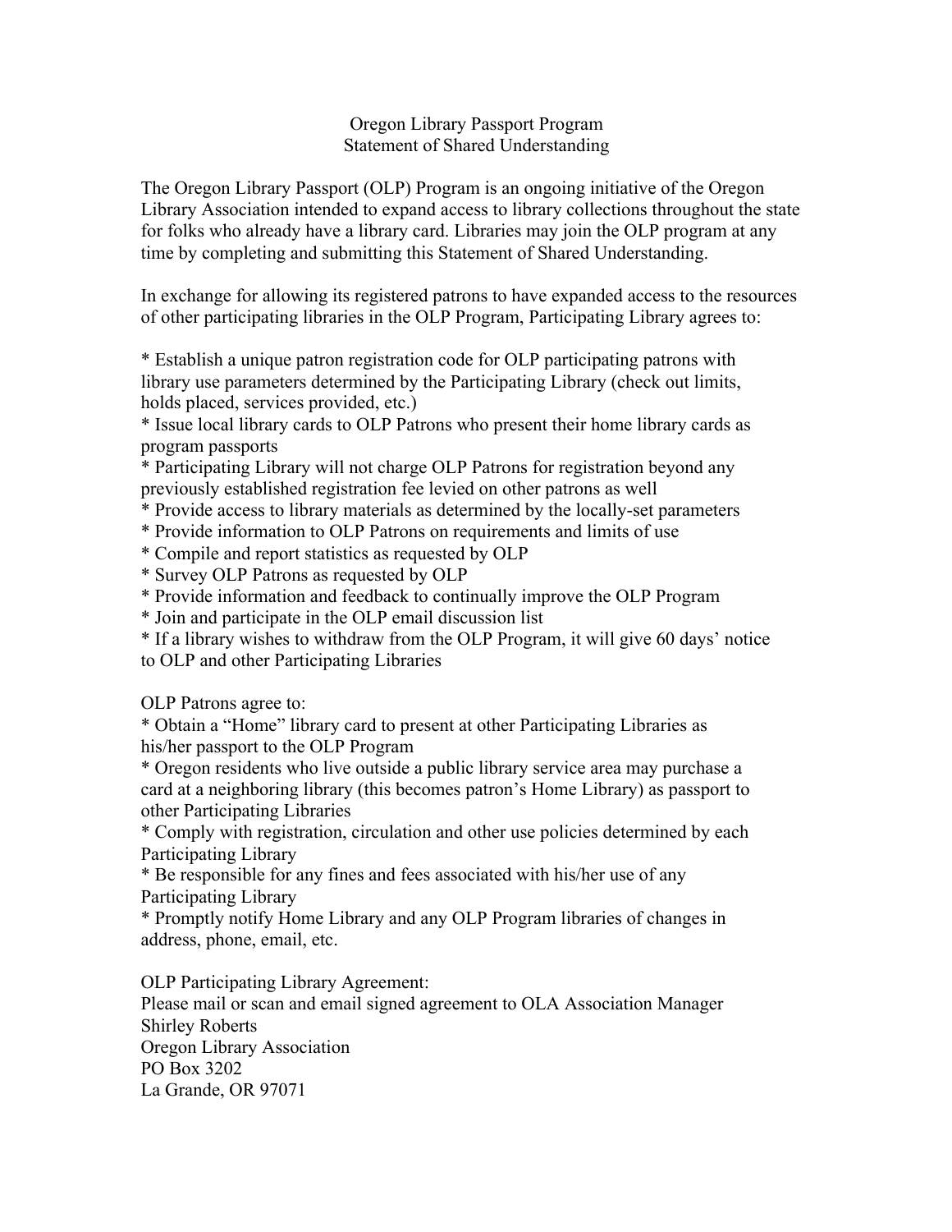# Oregon Library Passport Program
## Statement of Shared Understanding

The Oregon Library Passport (OLP) Program is an ongoing initiative of the Oregon Library Association intended to expand access to library collections throughout the state for folks who already have a library card. Libraries may join the OLP program at any time by completing and submitting this Statement of Shared Understanding.

In exchange for allowing its registered patrons to have expanded access to the resources of other participating libraries in the OLP Program, Participating Library agrees to:

* Establish a unique patron registration code for OLP participating patrons with library use parameters determined by the Participating Library (check out limits, holds placed, services provided, etc.)
* Issue local library cards to OLP Patrons who present their home library cards as program passports
* Participating Library will not charge OLP Patrons for registration beyond any previously established registration fee levied on other patrons as well
* Provide access to library materials as determined by the locally-set parameters
* Provide information to OLP Patrons on requirements and limits of use
* Compile and report statistics as requested by OLP
* Survey OLP Patrons as requested by OLP
* Provide information and feedback to continually improve the OLP Program
* Join and participate in the OLP email discussion list
* If a library wishes to withdraw from the OLP Program, it will give 60 days' notice to OLP and other Participating Libraries

OLP Patrons agree to:

* Obtain a "Home" library card to present at other Participating Libraries as his/her passport to the OLP Program
* Oregon residents who live outside a public library service area may purchase a card at a neighboring library (this becomes patron's Home Library) as passport to other Participating Libraries
* Comply with registration, circulation and other use policies determined by each Participating Library
* Be responsible for any fines and fees associated with his/her use of any Participating Library
* Promptly notify Home Library and any OLP Program libraries of changes in address, phone, email, etc.

OLP Participating Library Agreement:
Please mail or scan and email signed agreement to OLA Association Manager
Shirley Roberts
Oregon Library Association
PO Box 3202
La Grande, OR 97071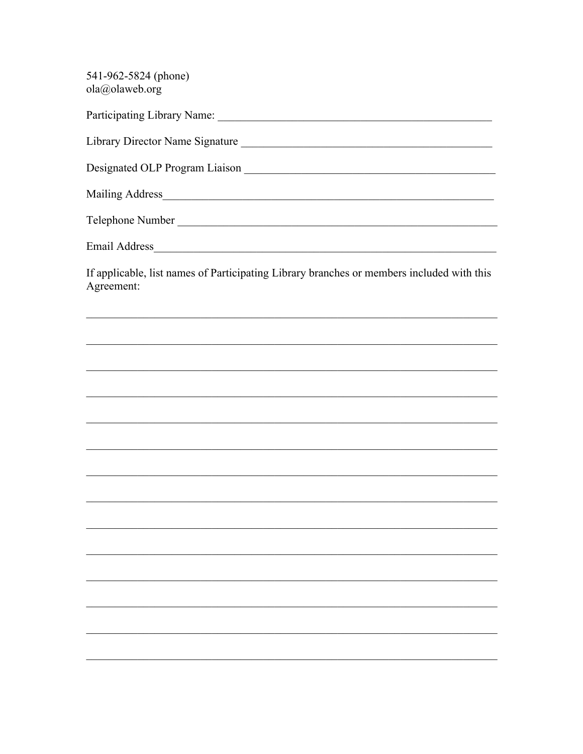541-962-5824 (phone)
ola@olaweb.org

Participating Library Name: ___________________________________________________

Library Director Name Signature ______________________________________________

Designated OLP Program Liaison ______________________________________________

Mailing Address_______________________________________________________________

Telephone Number _____________________________________________________________

Email Address_________________________________________________________________

If applicable, list names of Participating Library branches or members included with this Agreement:

______________________________________________________________________________

______________________________________________________________________________

______________________________________________________________________________

______________________________________________________________________________

______________________________________________________________________________

______________________________________________________________________________

______________________________________________________________________________

______________________________________________________________________________

______________________________________________________________________________

______________________________________________________________________________

______________________________________________________________________________

______________________________________________________________________________

______________________________________________________________________________

______________________________________________________________________________